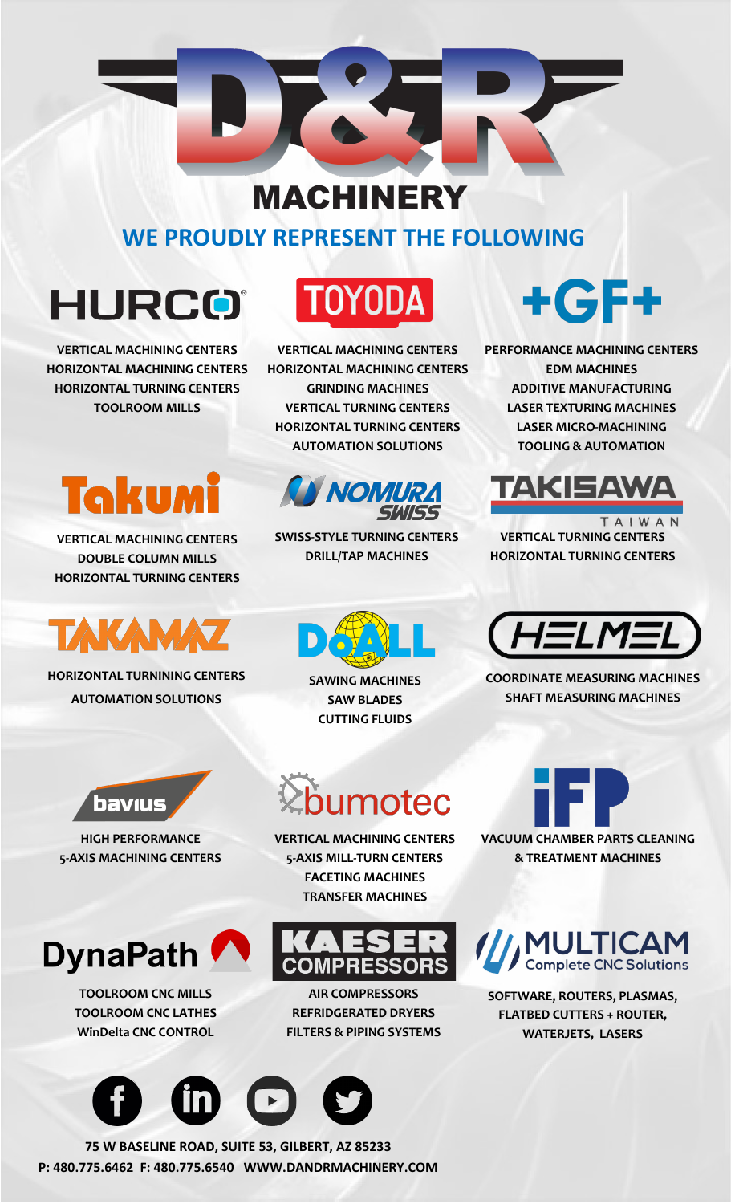# D&R MACHINERY

## WE PROUDLY REPRESENT THE FOLLOWING

### HURCO

VERTICAL MACHINING CENTERS
HORIZONTAL MACHINING CENTERS
HORIZONTAL TURNING CENTERS
TOOLROOM MILLS

### TOYODA

VERTICAL MACHINING CENTERS
HORIZONTAL MACHINING CENTERS
GRINDING MACHINES
VERTICAL TURNING CENTERS
HORIZONTAL TURNING CENTERS
AUTOMATION SOLUTIONS

### +GF+

PERFORMANCE MACHINING CENTERS
EDM MACHINES
ADDITIVE MANUFACTURING
LASER TEXTURING MACHINES
LASER MICRO-MACHINING
TOOLING & AUTOMATION

### Takumi

VERTICAL MACHINING CENTERS
DOUBLE COLUMN MILLS
HORIZONTAL TURNING CENTERS

### NOMURA SWISS

SWISS-STYLE TURNING CENTERS
DRILL/TAP MACHINES

### TAKISAWA TAIWAN

VERTICAL TURNING CENTERS
HORIZONTAL TURNING CENTERS

### TAKAMAZ

HORIZONTAL TURNINING CENTERS
AUTOMATION SOLUTIONS

### DoALL

SAWING MACHINES
SAW BLADES
CUTTING FLUIDS

### HELMEL

COORDINATE MEASURING MACHINES
SHAFT MEASURING MACHINES

### bavius

HIGH PERFORMANCE
5-AXIS MACHINING CENTERS

### bumotec

VERTICAL MACHINING CENTERS
5-AXIS MILL-TURN CENTERS
FACETING MACHINES
TRANSFER MACHINES

### iFP

VACUUM CHAMBER PARTS CLEANING
& TREATMENT MACHINES

### DynaPath

TOOLROOM CNC MILLS
TOOLROOM CNC LATHES
WinDelta CNC CONTROL

### KAESER COMPRESSORS

AIR COMPRESSORS
REFRIDGERATED DRYERS
FILTERS & PIPING SYSTEMS

### MULTICAM Complete CNC Solutions

SOFTWARE, ROUTERS, PLASMAS,
FLATBED CUTTERS + ROUTER,
WATERJETS, LASERS

75 W BASELINE ROAD, SUITE 53, GILBERT, AZ 85233
P: 480.775.6462 F: 480.775.6540 WWW.DANDRMACHINERY.COM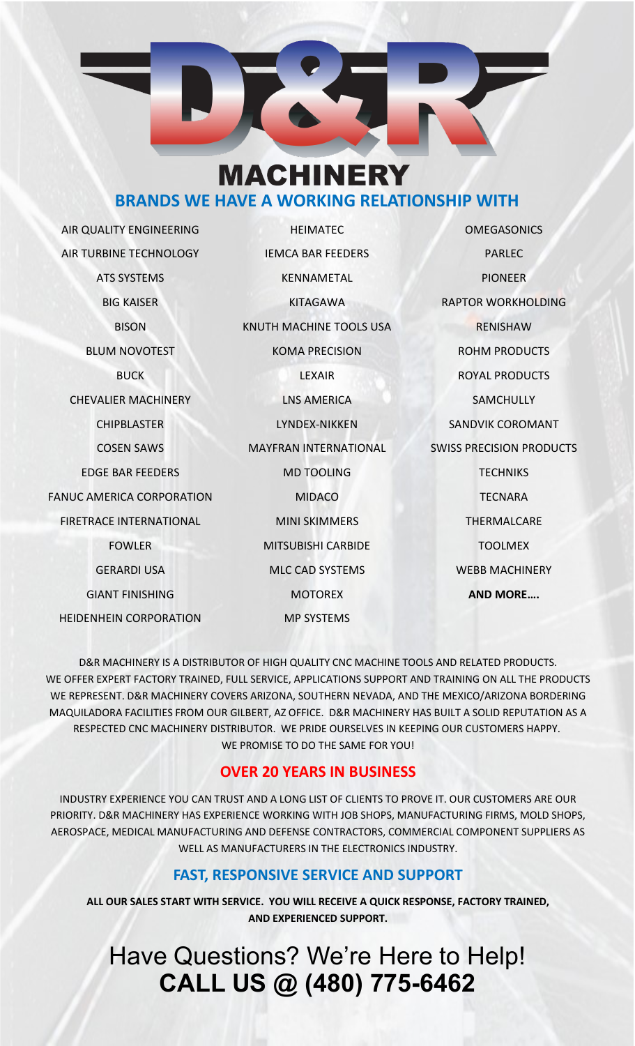# D&R MACHINERY

## BRANDS WE HAVE A WORKING RELATIONSHIP WITH

AIR QUALITY ENGINEERING
AIR TURBINE TECHNOLOGY
ATS SYSTEMS
BIG KAISER
BISON
BLUM NOVOTEST
BUCK
CHEVALIER MACHINERY
CHIPBLASTER
COSEN SAWS
EDGE BAR FEEDERS
FANUC AMERICA CORPORATION
FIRETRACE INTERNATIONAL
FOWLER
GERARDI USA
GIANT FINISHING
HEIDENHEIN CORPORATION
HEIMATEC
IEMCA BAR FEEDERS
KENNAMETAL
KITAGAWA
KNUTH MACHINE TOOLS USA
KOMA PRECISION
LEXAIR
LNS AMERICA
LYNDEX-NIKKEN
MAYFRAN INTERNATIONAL
MD TOOLING
MIDACO
MINI SKIMMERS
MITSUBISHI CARBIDE
MLC CAD SYSTEMS
MOTOREX
MP SYSTEMS
OMEGASONICS
PARLEC
PIONEER
RAPTOR WORKHOLDING
RENISHAW
ROHM PRODUCTS
ROYAL PRODUCTS
SAMCHULLY
SANDVIK COROMANT
SWISS PRECISION PRODUCTS
TECHNIKS
TECNARA
THERMALCARE
TOOLMEX
WEBB MACHINERY
**AND MORE….**

D&R MACHINERY IS A DISTRIBUTOR OF HIGH QUALITY CNC MACHINE TOOLS AND RELATED PRODUCTS. WE OFFER EXPERT FACTORY TRAINED, FULL SERVICE, APPLICATIONS SUPPORT AND TRAINING ON ALL THE PRODUCTS WE REPRESENT. D&R MACHINERY COVERS ARIZONA, SOUTHERN NEVADA, AND THE MEXICO/ARIZONA BORDERING MAQUILADORA FACILITIES FROM OUR GILBERT, AZ OFFICE. D&R MACHINERY HAS BUILT A SOLID REPUTATION AS A RESPECTED CNC MACHINERY DISTRIBUTOR. WE PRIDE OURSELVES IN KEEPING OUR CUSTOMERS HAPPY. WE PROMISE TO DO THE SAME FOR YOU!

## OVER 20 YEARS IN BUSINESS

INDUSTRY EXPERIENCE YOU CAN TRUST AND A LONG LIST OF CLIENTS TO PROVE IT. OUR CUSTOMERS ARE OUR PRIORITY. D&R MACHINERY HAS EXPERIENCE WORKING WITH JOB SHOPS, MANUFACTURING FIRMS, MOLD SHOPS, AEROSPACE, MEDICAL MANUFACTURING AND DEFENSE CONTRACTORS, COMMERCIAL COMPONENT SUPPLIERS AS WELL AS MANUFACTURERS IN THE ELECTRONICS INDUSTRY.

## FAST, RESPONSIVE SERVICE AND SUPPORT

**ALL OUR SALES START WITH SERVICE. YOU WILL RECEIVE A QUICK RESPONSE, FACTORY TRAINED, AND EXPERIENCED SUPPORT.**

Have Questions? We're Here to Help!
**CALL US @ (480) 775-6462**